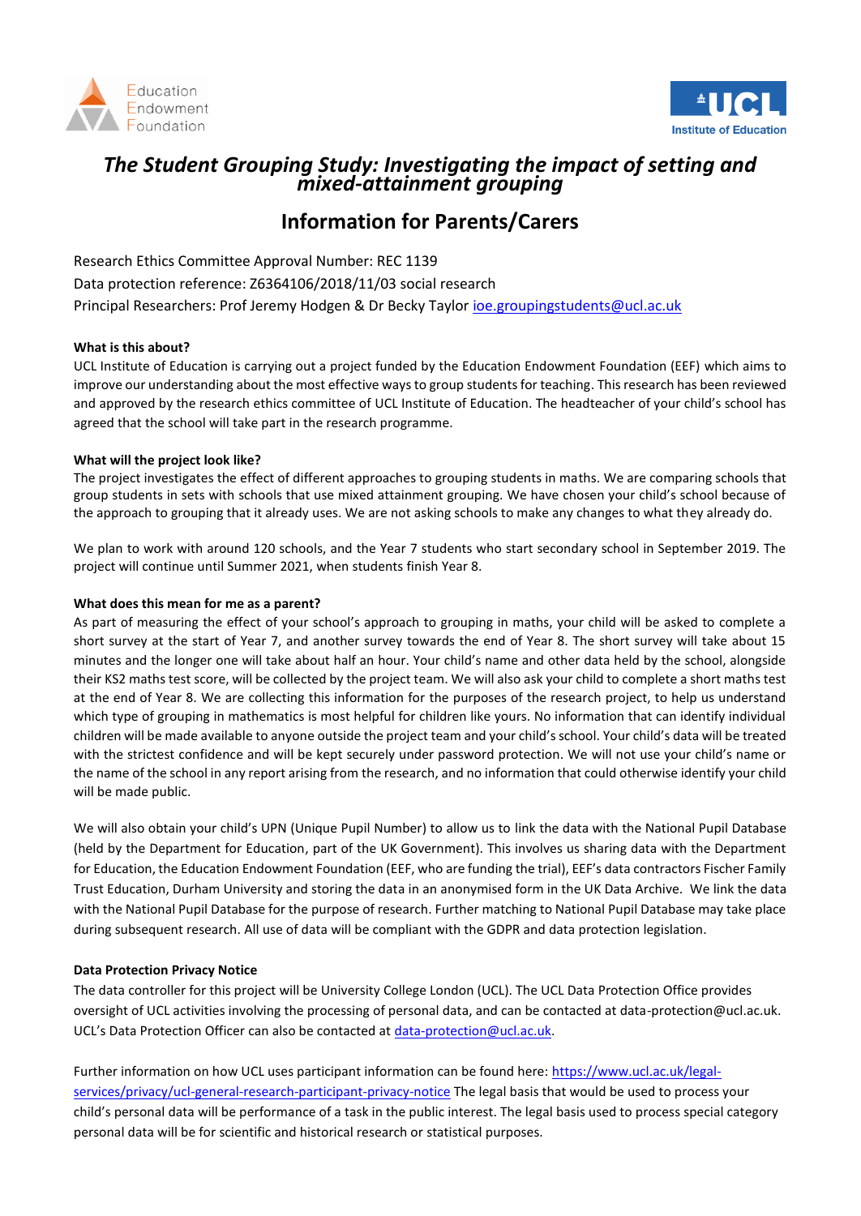# *The Student Grouping Study: Investigating the impact of setting and mixed-attainment grouping*

## Information for Parents/Carers

Research Ethics Committee Approval Number: REC 1139

Data protection reference: Z6364106/2018/11/03 social research

Principal Researchers: Prof Jeremy Hodgen & Dr Becky Taylor ioe.groupingstudents@ucl.ac.uk

**What is this about?**

UCL Institute of Education is carrying out a project funded by the Education Endowment Foundation (EEF) which aims to improve our understanding about the most effective ways to group students for teaching. This research has been reviewed and approved by the research ethics committee of UCL Institute of Education. The headteacher of your child's school has agreed that the school will take part in the research programme.

**What will the project look like?**

The project investigates the effect of different approaches to grouping students in maths. We are comparing schools that group students in sets with schools that use mixed attainment grouping. We have chosen your child's school because of the approach to grouping that it already uses. We are not asking schools to make any changes to what they already do.

We plan to work with around 120 schools, and the Year 7 students who start secondary school in September 2019. The project will continue until Summer 2021, when students finish Year 8.

**What does this mean for me as a parent?**

As part of measuring the effect of your school's approach to grouping in maths, your child will be asked to complete a short survey at the start of Year 7, and another survey towards the end of Year 8. The short survey will take about 15 minutes and the longer one will take about half an hour. Your child's name and other data held by the school, alongside their KS2 maths test score, will be collected by the project team. We will also ask your child to complete a short maths test at the end of Year 8. We are collecting this information for the purposes of the research project, to help us understand which type of grouping in mathematics is most helpful for children like yours. No information that can identify individual children will be made available to anyone outside the project team and your child's school. Your child's data will be treated with the strictest confidence and will be kept securely under password protection. We will not use your child's name or the name of the school in any report arising from the research, and no information that could otherwise identify your child will be made public.

We will also obtain your child's UPN (Unique Pupil Number) to allow us to link the data with the National Pupil Database (held by the Department for Education, part of the UK Government). This involves us sharing data with the Department for Education, the Education Endowment Foundation (EEF, who are funding the trial), EEF's data contractors Fischer Family Trust Education, Durham University and storing the data in an anonymised form in the UK Data Archive. We link the data with the National Pupil Database for the purpose of research. Further matching to National Pupil Database may take place during subsequent research. All use of data will be compliant with the GDPR and data protection legislation.

**Data Protection Privacy Notice**

The data controller for this project will be University College London (UCL). The UCL Data Protection Office provides oversight of UCL activities involving the processing of personal data, and can be contacted at data-protection@ucl.ac.uk. UCL's Data Protection Officer can also be contacted at data-protection@ucl.ac.uk.

Further information on how UCL uses participant information can be found here: https://www.ucl.ac.uk/legal-services/privacy/ucl-general-research-participant-privacy-notice The legal basis that would be used to process your child's personal data will be performance of a task in the public interest. The legal basis used to process special category personal data will be for scientific and historical research or statistical purposes.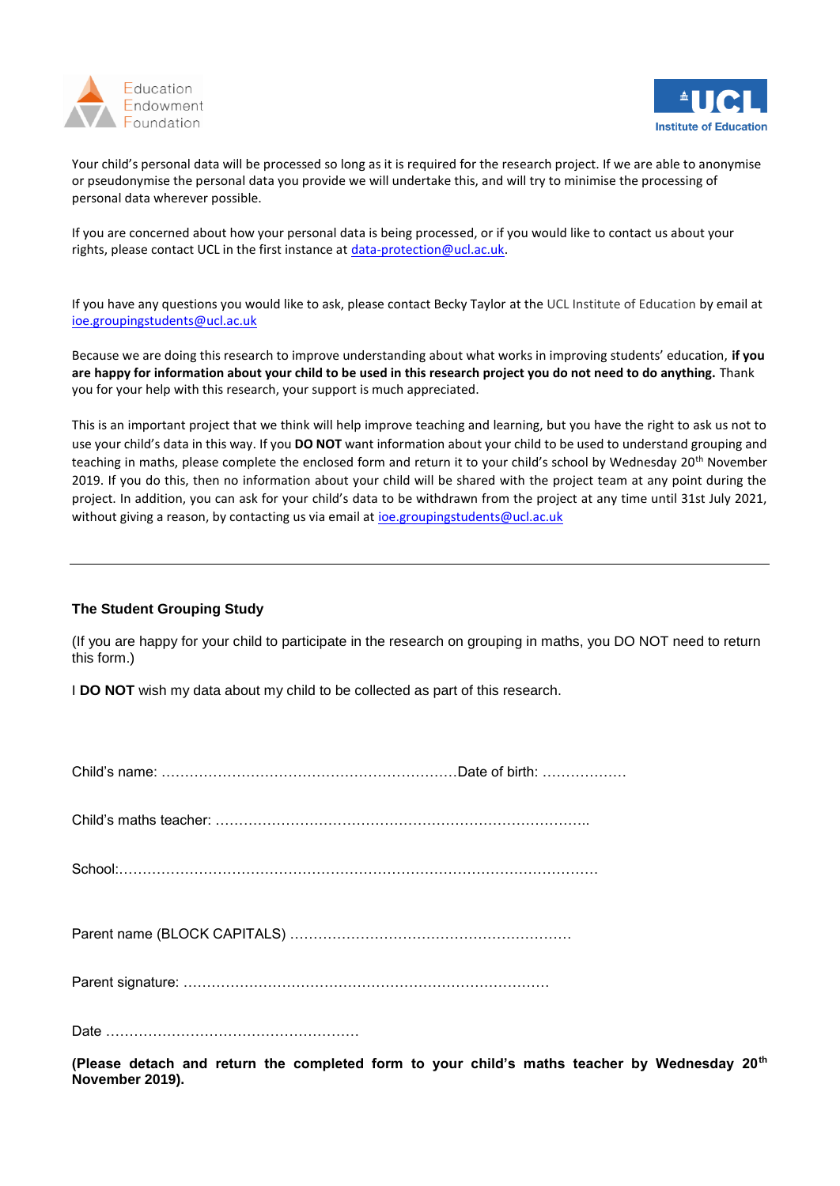Your child's personal data will be processed so long as it is required for the research project. If we are able to anonymise or pseudonymise the personal data you provide we will undertake this, and will try to minimise the processing of personal data wherever possible.

If you are concerned about how your personal data is being processed, or if you would like to contact us about your rights, please contact UCL in the first instance at data-protection@ucl.ac.uk.

If you have any questions you would like to ask, please contact Becky Taylor at the UCL Institute of Education by email at ioe.groupingstudents@ucl.ac.uk

Because we are doing this research to improve understanding about what works in improving students' education, **if you are happy for information about your child to be used in this research project you do not need to do anything.** Thank you for your help with this research, your support is much appreciated.

This is an important project that we think will help improve teaching and learning, but you have the right to ask us not to use your child's data in this way. If you **DO NOT** want information about your child to be used to understand grouping and teaching in maths, please complete the enclosed form and return it to your child's school by Wednesday 20th November 2019. If you do this, then no information about your child will be shared with the project team at any point during the project. In addition, you can ask for your child's data to be withdrawn from the project at any time until 31st July 2021, without giving a reason, by contacting us via email at ioe.groupingstudents@ucl.ac.uk

---

**The Student Grouping Study**

(If you are happy for your child to participate in the research on grouping in maths, you DO NOT need to return this form.)

I **DO NOT** wish my data about my child to be collected as part of this research.

Child's name: ……………………………………………………………Date of birth: ………………

Child's maths teacher: ……………………………………………………………………..

School:…………………………………………………………………………………………

Parent name (BLOCK CAPITALS) ……………………………………………………

Parent signature: ……………………………………………………………………

Date ………………………………………………

**(Please detach and return the completed form to your child's maths teacher by Wednesday 20th November 2019).**